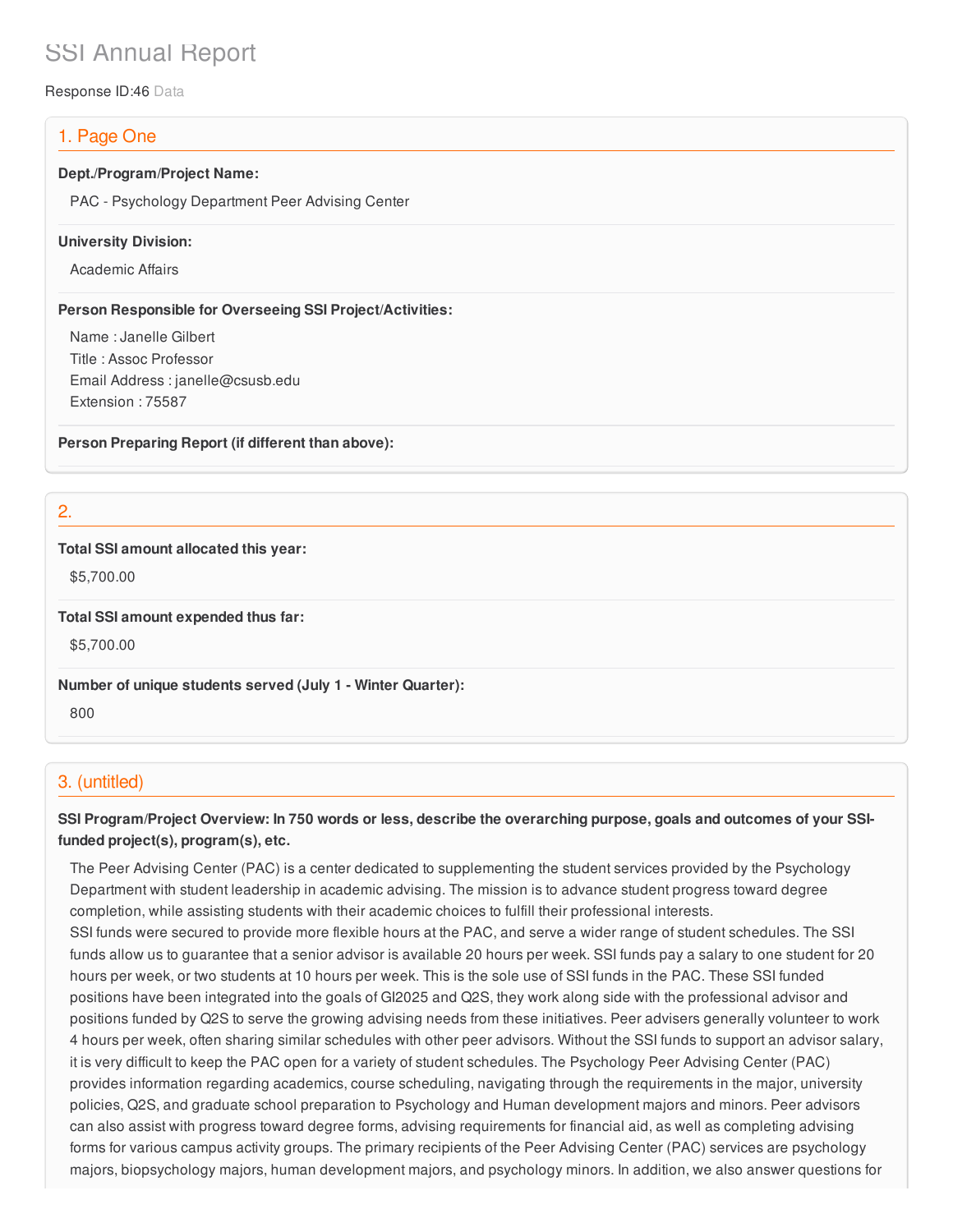# SSI Annual Report

Response ID:46 Data

## 1. Page One

**Dept./Program/Project Name:**

PAC - Psychology Department Peer Advising Center

**University Division:**

Academic Affairs

**Person Responsible for Overseeing SSI Project/Activities:**

Name : Janelle Gilbert
Title : Assoc Professor
Email Address : janelle@csusb.edu
Extension : 75587

**Person Preparing Report (if different than above):**

## 2.

**Total SSI amount allocated this year:**

$5,700.00

**Total SSI amount expended thus far:**

$5,700.00

**Number of unique students served (July 1 - Winter Quarter):**

800

## 3. (untitled)

**SSI Program/Project Overview: In 750 words or less, describe the overarching purpose, goals and outcomes of your SSI-funded project(s), program(s), etc.**

The Peer Advising Center (PAC) is a center dedicated to supplementing the student services provided by the Psychology Department with student leadership in academic advising. The mission is to advance student progress toward degree completion, while assisting students with their academic choices to fulfill their professional interests.
SSI funds were secured to provide more flexible hours at the PAC, and serve a wider range of student schedules. The SSI funds allow us to guarantee that a senior advisor is available 20 hours per week. SSI funds pay a salary to one student for 20 hours per week, or two students at 10 hours per week. This is the sole use of SSI funds in the PAC. These SSI funded positions have been integrated into the goals of GI2025 and Q2S, they work along side with the professional advisor and positions funded by Q2S to serve the growing advising needs from these initiatives. Peer advisers generally volunteer to work 4 hours per week, often sharing similar schedules with other peer advisors. Without the SSI funds to support an advisor salary, it is very difficult to keep the PAC open for a variety of student schedules. The Psychology Peer Advising Center (PAC) provides information regarding academics, course scheduling, navigating through the requirements in the major, university policies, Q2S, and graduate school preparation to Psychology and Human development majors and minors. Peer advisors can also assist with progress toward degree forms, advising requirements for financial aid, as well as completing advising forms for various campus activity groups. The primary recipients of the Peer Advising Center (PAC) services are psychology majors, biopsychology majors, human development majors, and psychology minors. In addition, we also answer questions for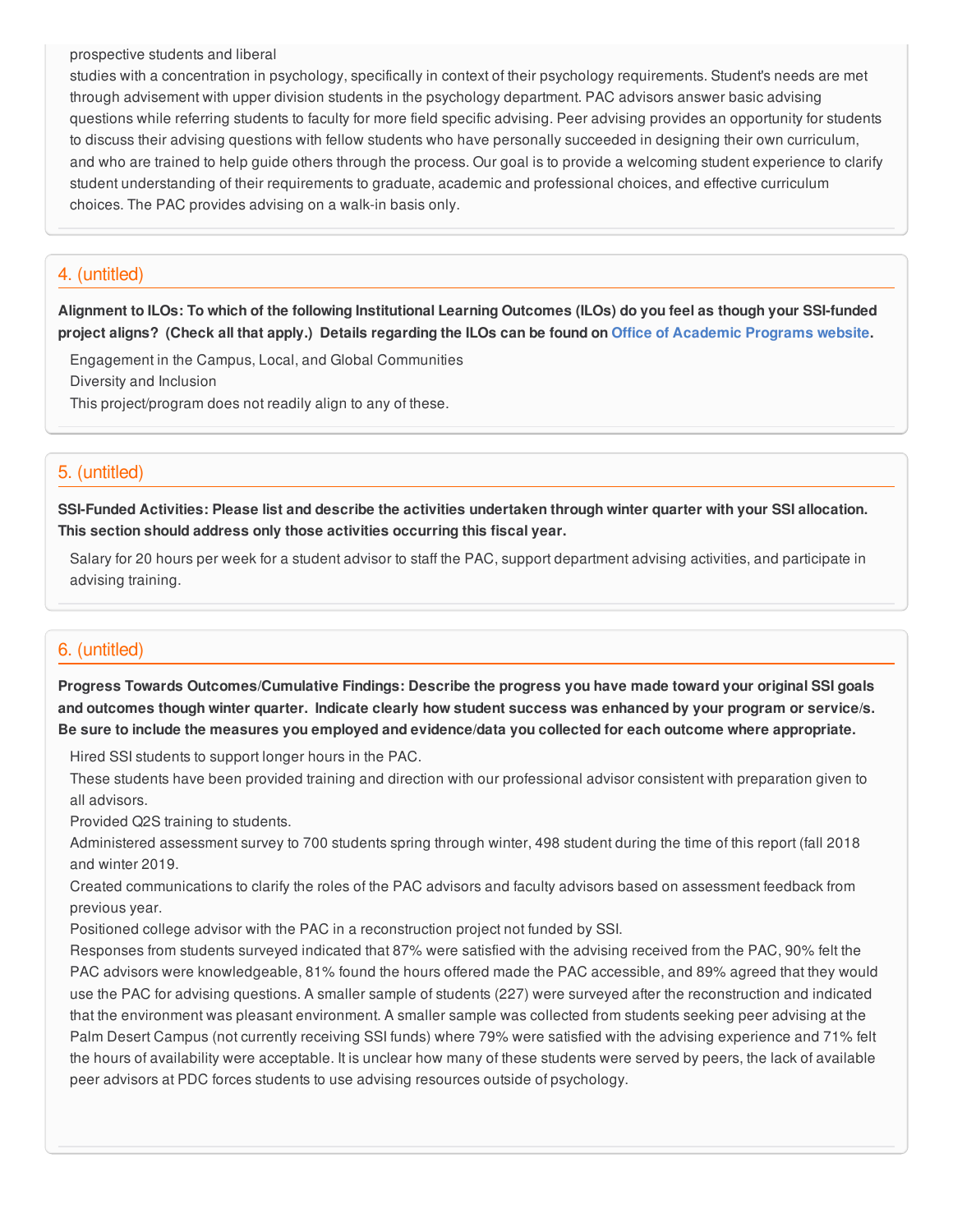prospective students and liberal studies with a concentration in psychology, specifically in context of their psychology requirements. Student's needs are met through advisement with upper division students in the psychology department. PAC advisors answer basic advising questions while referring students to faculty for more field specific advising. Peer advising provides an opportunity for students to discuss their advising questions with fellow students who have personally succeeded in designing their own curriculum, and who are trained to help guide others through the process. Our goal is to provide a welcoming student experience to clarify student understanding of their requirements to graduate, academic and professional choices, and effective curriculum choices. The PAC provides advising on a walk-in basis only.

## 4. (untitled)

**Alignment to ILOs: To which of the following Institutional Learning Outcomes (ILOs) do you feel as though your SSI-funded project aligns? (Check all that apply.) Details regarding the ILOs can be found on Office of Academic Programs website.**

Engagement in the Campus, Local, and Global Communities

Diversity and Inclusion

This project/program does not readily align to any of these.

## 5. (untitled)

**SSI-Funded Activities: Please list and describe the activities undertaken through winter quarter with your SSI allocation. This section should address only those activities occurring this fiscal year.**

Salary for 20 hours per week for a student advisor to staff the PAC, support department advising activities, and participate in advising training.

## 6. (untitled)

**Progress Towards Outcomes/Cumulative Findings: Describe the progress you have made toward your original SSI goals and outcomes though winter quarter. Indicate clearly how student success was enhanced by your program or service/s. Be sure to include the measures you employed and evidence/data you collected for each outcome where appropriate.**

Hired SSI students to support longer hours in the PAC.

These students have been provided training and direction with our professional advisor consistent with preparation given to all advisors.

Provided Q2S training to students.

Administered assessment survey to 700 students spring through winter, 498 student during the time of this report (fall 2018 and winter 2019.

Created communications to clarify the roles of the PAC advisors and faculty advisors based on assessment feedback from previous year.

Positioned college advisor with the PAC in a reconstruction project not funded by SSI.

Responses from students surveyed indicated that 87% were satisfied with the advising received from the PAC, 90% felt the PAC advisors were knowledgeable, 81% found the hours offered made the PAC accessible, and 89% agreed that they would use the PAC for advising questions. A smaller sample of students (227) were surveyed after the reconstruction and indicated that the environment was pleasant environment. A smaller sample was collected from students seeking peer advising at the Palm Desert Campus (not currently receiving SSI funds) where 79% were satisfied with the advising experience and 71% felt the hours of availability were acceptable. It is unclear how many of these students were served by peers, the lack of available peer advisors at PDC forces students to use advising resources outside of psychology.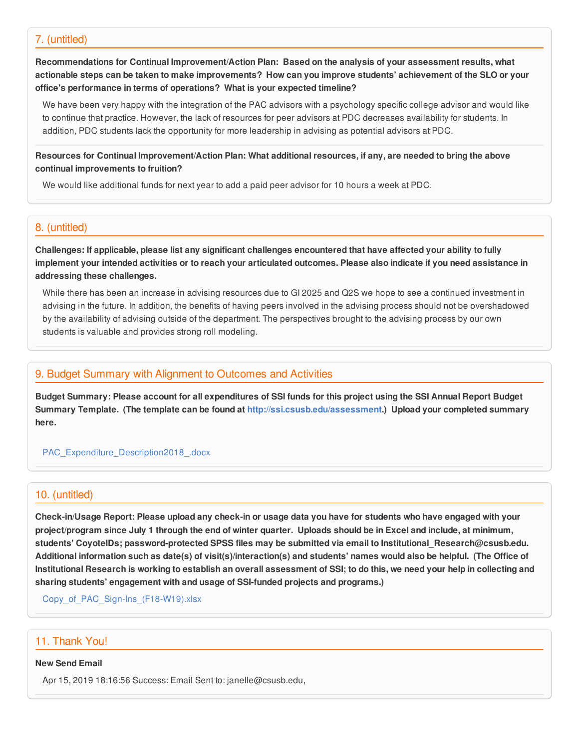## 7. (untitled)

**Recommendations for Continual Improvement/Action Plan: Based on the analysis of your assessment results, what actionable steps can be taken to make improvements? How can you improve students' achievement of the SLO or your office's performance in terms of operations? What is your expected timeline?**

We have been very happy with the integration of the PAC advisors with a psychology specific college advisor and would like to continue that practice. However, the lack of resources for peer advisors at PDC decreases availability for students. In addition, PDC students lack the opportunity for more leadership in advising as potential advisors at PDC.

**Resources for Continual Improvement/Action Plan: What additional resources, if any, are needed to bring the above continual improvements to fruition?**

We would like additional funds for next year to add a paid peer advisor for 10 hours a week at PDC.

## 8. (untitled)

**Challenges: If applicable, please list any significant challenges encountered that have affected your ability to fully implement your intended activities or to reach your articulated outcomes. Please also indicate if you need assistance in addressing these challenges.**

While there has been an increase in advising resources due to GI 2025 and Q2S we hope to see a continued investment in advising in the future. In addition, the benefits of having peers involved in the advising process should not be overshadowed by the availability of advising outside of the department. The perspectives brought to the advising process by our own students is valuable and provides strong roll modeling.

## 9. Budget Summary with Alignment to Outcomes and Activities

**Budget Summary: Please account for all expenditures of SSI funds for this project using the SSI Annual Report Budget Summary Template. (The template can be found at http://ssi.csusb.edu/assessment.) Upload your completed summary here.**

PAC_Expenditure_Description2018_.docx

## 10. (untitled)

**Check-in/Usage Report: Please upload any check-in or usage data you have for students who have engaged with your project/program since July 1 through the end of winter quarter. Uploads should be in Excel and include, at minimum, students' CoyoteIDs; password-protected SPSS files may be submitted via email to Institutional_Research@csusb.edu. Additional information such as date(s) of visit(s)/interaction(s) and students' names would also be helpful. (The Office of Institutional Research is working to establish an overall assessment of SSI; to do this, we need your help in collecting and sharing students' engagement with and usage of SSI-funded projects and programs.)**

Copy_of_PAC_Sign-Ins_(F18-W19).xlsx

## 11. Thank You!

**New Send Email**

Apr 15, 2019 18:16:56 Success: Email Sent to: janelle@csusb.edu,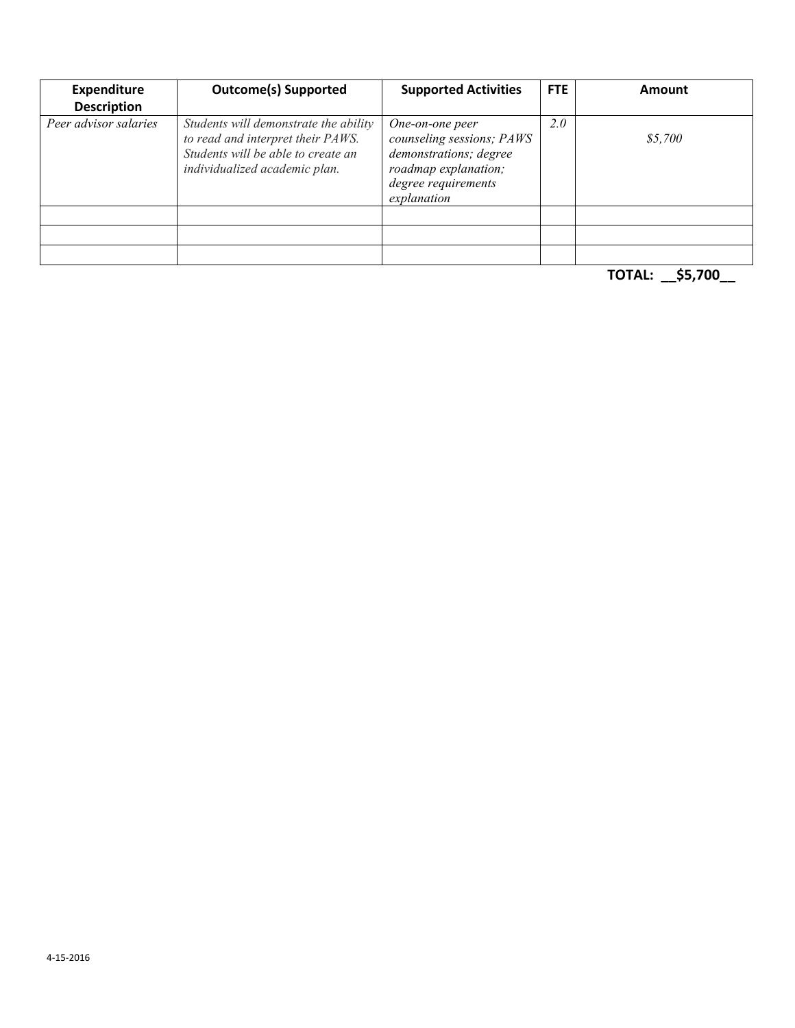| Expenditure Description | Outcome(s) Supported | Supported Activities | FTE | Amount |
|---|---|---|---|---|
| *Peer advisor salaries* | *Students will demonstrate the ability to read and interpret their PAWS. Students will be able to create an individualized academic plan.* | *One-on-one peer counseling sessions; PAWS demonstrations; degree roadmap explanation; degree requirements explanation* | *2.0* | *$5,700* |
| | | | | |
| | | | | |
| | | | | |

**TOTAL: __$5,700__**